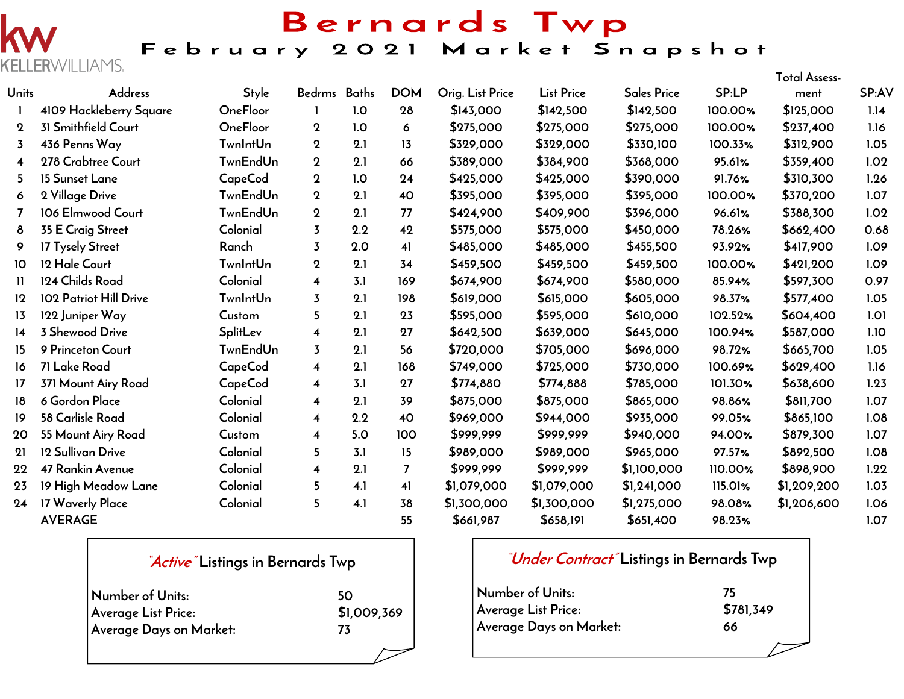KELLERWILLIAMS.

# Bernards Twp

## February 2021 Market Snapshot

| Units | Address | Style | Bedrms | Baths | DOM | Orig. List Price | List Price | Sales Price | SP:LP | Total Assess-ment | SP:AV |
|---|---|---|---|---|---|---|---|---|---|---|---|
| 1 | 4109 Hackleberry Square | OneFloor | 1 | 1.0 | 28 | $143,000 | $142,500 | $142,500 | 100.00% | $125,000 | 1.14 |
| 2 | 31 Smithfield Court | OneFloor | 2 | 1.0 | 6 | $275,000 | $275,000 | $275,000 | 100.00% | $237,400 | 1.16 |
| 3 | 436 Penns Way | TwnIntUn | 2 | 2.1 | 13 | $329,000 | $329,000 | $330,100 | 100.33% | $312,900 | 1.05 |
| 4 | 278 Crabtree Court | TwnEndUn | 2 | 2.1 | 66 | $389,000 | $384,900 | $368,000 | 95.61% | $359,400 | 1.02 |
| 5 | 15 Sunset Lane | CapeCod | 2 | 1.0 | 24 | $425,000 | $425,000 | $390,000 | 91.76% | $310,300 | 1.26 |
| 6 | 2 Village Drive | TwnEndUn | 2 | 2.1 | 40 | $395,000 | $395,000 | $395,000 | 100.00% | $370,200 | 1.07 |
| 7 | 106 Elmwood Court | TwnEndUn | 2 | 2.1 | 77 | $424,900 | $409,900 | $396,000 | 96.61% | $388,300 | 1.02 |
| 8 | 35 E Craig Street | Colonial | 3 | 2.2 | 42 | $575,000 | $575,000 | $450,000 | 78.26% | $662,400 | 0.68 |
| 9 | 17 Tysely Street | Ranch | 3 | 2.0 | 41 | $485,000 | $485,000 | $455,500 | 93.92% | $417,900 | 1.09 |
| 10 | 12 Hale Court | TwnIntUn | 2 | 2.1 | 34 | $459,500 | $459,500 | $459,500 | 100.00% | $421,200 | 1.09 |
| 11 | 124 Childs Road | Colonial | 4 | 3.1 | 169 | $674,900 | $674,900 | $580,000 | 85.94% | $597,300 | 0.97 |
| 12 | 102 Patriot Hill Drive | TwnIntUn | 3 | 2.1 | 198 | $619,000 | $615,000 | $605,000 | 98.37% | $577,400 | 1.05 |
| 13 | 122 Juniper Way | Custom | 5 | 2.1 | 23 | $595,000 | $595,000 | $610,000 | 102.52% | $604,400 | 1.01 |
| 14 | 3 Shewood Drive | SplitLev | 4 | 2.1 | 27 | $642,500 | $639,000 | $645,000 | 100.94% | $587,000 | 1.10 |
| 15 | 9 Princeton Court | TwnEndUn | 3 | 2.1 | 56 | $720,000 | $705,000 | $696,000 | 98.72% | $665,700 | 1.05 |
| 16 | 71 Lake Road | CapeCod | 4 | 2.1 | 168 | $749,000 | $725,000 | $730,000 | 100.69% | $629,400 | 1.16 |
| 17 | 371 Mount Airy Road | CapeCod | 4 | 3.1 | 27 | $774,880 | $774,888 | $785,000 | 101.30% | $638,600 | 1.23 |
| 18 | 6 Gordon Place | Colonial | 4 | 2.1 | 39 | $875,000 | $875,000 | $865,000 | 98.86% | $811,700 | 1.07 |
| 19 | 58 Carlisle Road | Colonial | 4 | 2.2 | 40 | $969,000 | $944,000 | $935,000 | 99.05% | $865,100 | 1.08 |
| 20 | 55 Mount Airy Road | Custom | 4 | 5.0 | 100 | $999,999 | $999,999 | $940,000 | 94.00% | $879,300 | 1.07 |
| 21 | 12 Sullivan Drive | Colonial | 5 | 3.1 | 15 | $989,000 | $989,000 | $965,000 | 97.57% | $892,500 | 1.08 |
| 22 | 47 Rankin Avenue | Colonial | 4 | 2.1 | 7 | $999,999 | $999,999 | $1,100,000 | 110.00% | $898,900 | 1.22 |
| 23 | 19 High Meadow Lane | Colonial | 5 | 4.1 | 41 | $1,079,000 | $1,079,000 | $1,241,000 | 115.01% | $1,209,200 | 1.03 |
| 24 | 17 Waverly Place | Colonial | 5 | 4.1 | 38 | $1,300,000 | $1,300,000 | $1,275,000 | 98.08% | $1,206,600 | 1.06 |
| | AVERAGE | | | | 55 | $661,987 | $658,191 | $651,400 | 98.23% | | 1.07 |

### *"Active"* Listings in Bernards Twp

| | |
|---|---|
| Number of Units: | 50 |
| Average List Price: | $1,009,369 |
| Average Days on Market: | 73 |

### *"Under Contract"* Listings in Bernards Twp

| | |
|---|---|
| Number of Units: | 75 |
| Average List Price: | $781,349 |
| Average Days on Market: | 66 |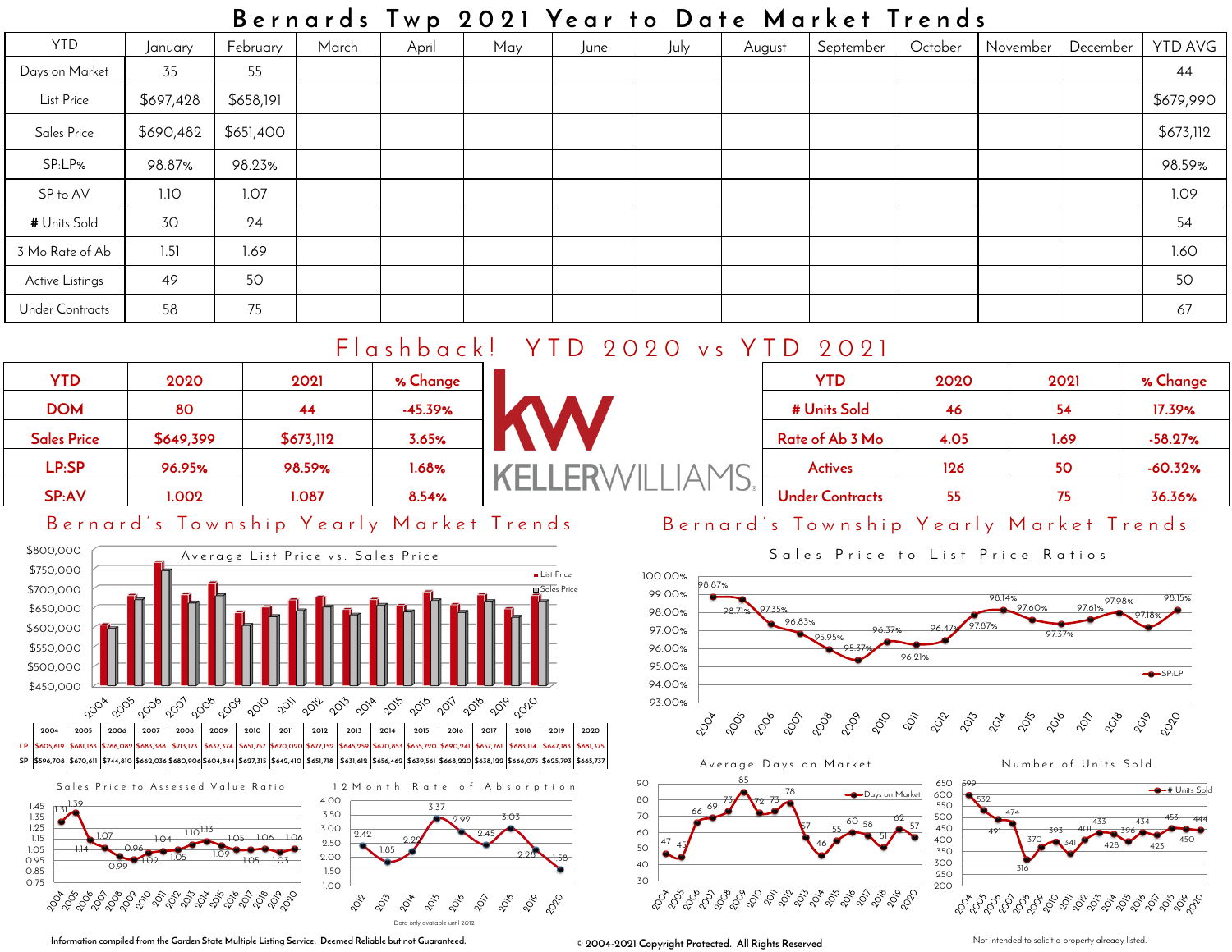# Bernards Twp 2021 Year to Date Market Trends

| YTD | January | February | March | April | May | June | July | August | September | October | November | December | YTD AVG |
|---|---|---|---|---|---|---|---|---|---|---|---|---|---|
| Days on Market | 35 | 55 | | | | | | | | | | | 44 |
| List Price | $697,428 | $658,191 | | | | | | | | | | | $679,990 |
| Sales Price | $690,482 | $651,400 | | | | | | | | | | | $673,112 |
| SP:LP% | 98.87% | 98.23% | | | | | | | | | | | 98.59% |
| SP to AV | 1.10 | 1.07 | | | | | | | | | | | 1.09 |
| # Units Sold | 30 | 24 | | | | | | | | | | | 54 |
| 3 Mo Rate of Ab | 1.51 | 1.69 | | | | | | | | | | | 1.60 |
| Active Listings | 49 | 50 | | | | | | | | | | | 50 |
| Under Contracts | 58 | 75 | | | | | | | | | | | 67 |

## Flashback! YTD 2020 vs YTD 2021

| YTD | 2020 | 2021 | % Change |
|---|---|---|---|
| DOM | 80 | 44 | -45.39% |
| Sales Price | $649,399 | $673,112 | 3.65% |
| LP:SP | 96.95% | 98.59% | 1.68% |
| SP:AV | 1.002 | 1.087 | 8.54% |

KELLERWILLIAMS

| YTD | 2020 | 2021 | % Change |
|---|---|---|---|
| # Units Sold | 46 | 54 | 17.39% |
| Rate of Ab 3 Mo | 4.05 | 1.69 | -58.27% |
| Actives | 126 | 50 | -60.32% |
| Under Contracts | 55 | 75 | 36.36% |

## Bernard's Township Yearly Market Trends

Average List Price vs. Sales Price

List Price
Sales Price

| | 2004 | 2005 | 2006 | 2007 | 2008 | 2009 | 2010 | 2011 | 2012 | 2013 | 2014 | 2015 | 2016 | 2017 | 2018 | 2019 | 2020 |
|---|---|---|---|---|---|---|---|---|---|---|---|---|---|---|---|---|---|
| LP | $605,619 | $681,163 | $766,082 | $683,388 | $713,173 | $637,374 | $651,757 | $670,020 | $677,152 | $645,259 | $670,853 | $655,720 | $690,241 | $657,761 | $683,114 | $647,183 | $681,375 |
| SP | $596,708 | $670,611 | $744,810 | $662,036 | $680,906 | $604,844 | $627,315 | $642,410 | $651,718 | $631,612 | $656,462 | $639,561 | $668,220 | $638,122 | $666,075 | $625,793 | $665,737 |

Sales Price to Assessed Value Ratio

1.31, 1.39, 1.14, 1.07, 0.99, 0.96, 1.02, 1.04, 1.05, 1.10, 1.13, 1.09, 1.05, 1.05, 1.06, 1.03, 1.06

12 Month Rate of Absorption

2.42, 1.85, 2.22, 3.37, 2.92, 2.45, 3.03, 2.28, 1.58

Data only available until 2012

## Bernard's Township Yearly Market Trends

Sales Price to List Price Ratios

98.87%, 98.71%, 97.35%, 96.83%, 95.95%, 95.37%, 96.37%, 96.21%, 96.47%, 97.87%, 98.14%, 97.60%, 97.37%, 97.61%, 97.98%, 97.18%, 98.15%

SP:LP

Average Days on Market

47, 45, 66, 69, 73, 85, 72, 73, 78, 57, 46, 55, 60, 58, 51, 62, 57

Days on Market

Number of Units Sold

599, 532, 491, 474, 316, 370, 393, 341, 401, 433, 428, 396, 434, 423, 453, 450, 444

# Units Sold

Information compiled from the Garden State Multiple Listing Service. Deemed Reliable but not Guaranteed.

© 2004-2021 Copyright Protected. All Rights Reserved

Not intended to solicit a property already listed.